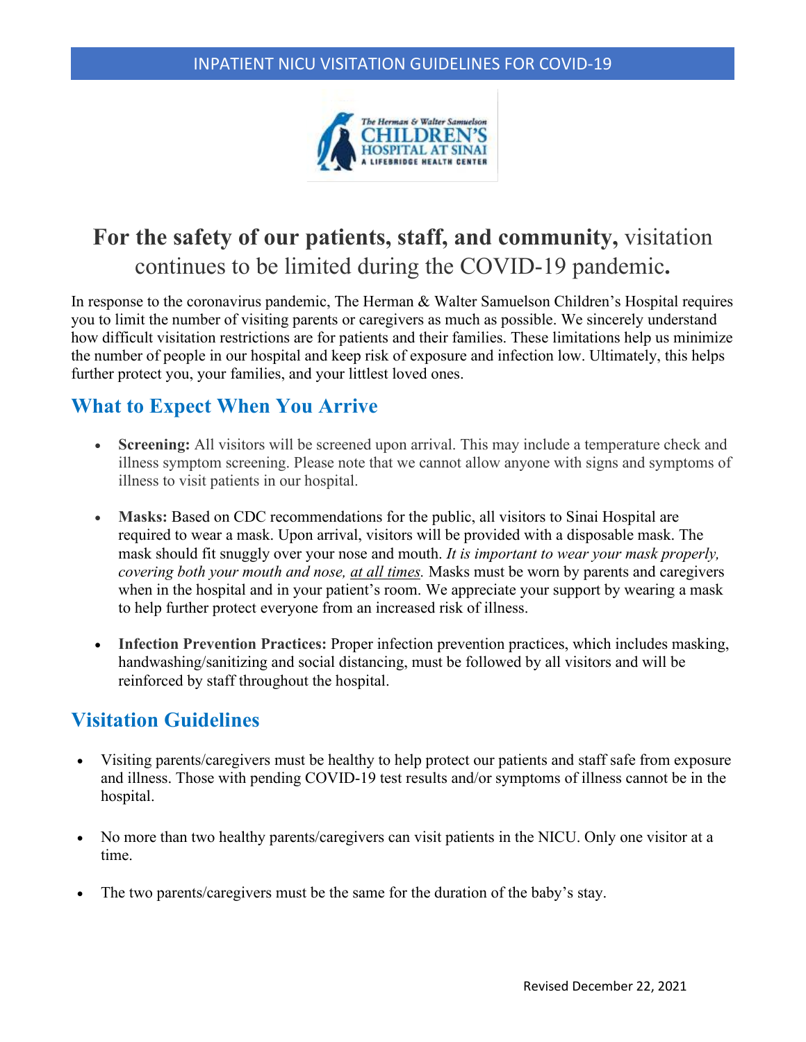INPATIENT NICU VISITATION GUIDELINES FOR COVID-19

The Herman & Walter Samuelson CHILDREN'S HOSPITAL AT SINAI A LIFEBRIDGE HEALTH CENTER

# **For the safety of our patients, staff, and community,** visitation continues to be limited during the COVID-19 pandemic**.**

In response to the coronavirus pandemic, The Herman & Walter Samuelson Children's Hospital requires you to limit the number of visiting parents or caregivers as much as possible. We sincerely understand how difficult visitation restrictions are for patients and their families. These limitations help us minimize the number of people in our hospital and keep risk of exposure and infection low. Ultimately, this helps further protect you, your families, and your littlest loved ones.

## What to Expect When You Arrive

- **Screening:** All visitors will be screened upon arrival. This may include a temperature check and illness symptom screening. Please note that we cannot allow anyone with signs and symptoms of illness to visit patients in our hospital.

- **Masks:** Based on CDC recommendations for the public, all visitors to Sinai Hospital are required to wear a mask. Upon arrival, visitors will be provided with a disposable mask. The mask should fit snuggly over your nose and mouth. *It is important to wear your mask properly, covering both your mouth and nose, at all times.* Masks must be worn by parents and caregivers when in the hospital and in your patient's room. We appreciate your support by wearing a mask to help further protect everyone from an increased risk of illness.

- **Infection Prevention Practices:** Proper infection prevention practices, which includes masking, handwashing/sanitizing and social distancing, must be followed by all visitors and will be reinforced by staff throughout the hospital.

## Visitation Guidelines

- Visiting parents/caregivers must be healthy to help protect our patients and staff safe from exposure and illness. Those with pending COVID-19 test results and/or symptoms of illness cannot be in the hospital.

- No more than two healthy parents/caregivers can visit patients in the NICU. Only one visitor at a time.

- The two parents/caregivers must be the same for the duration of the baby's stay.

Revised December 22, 2021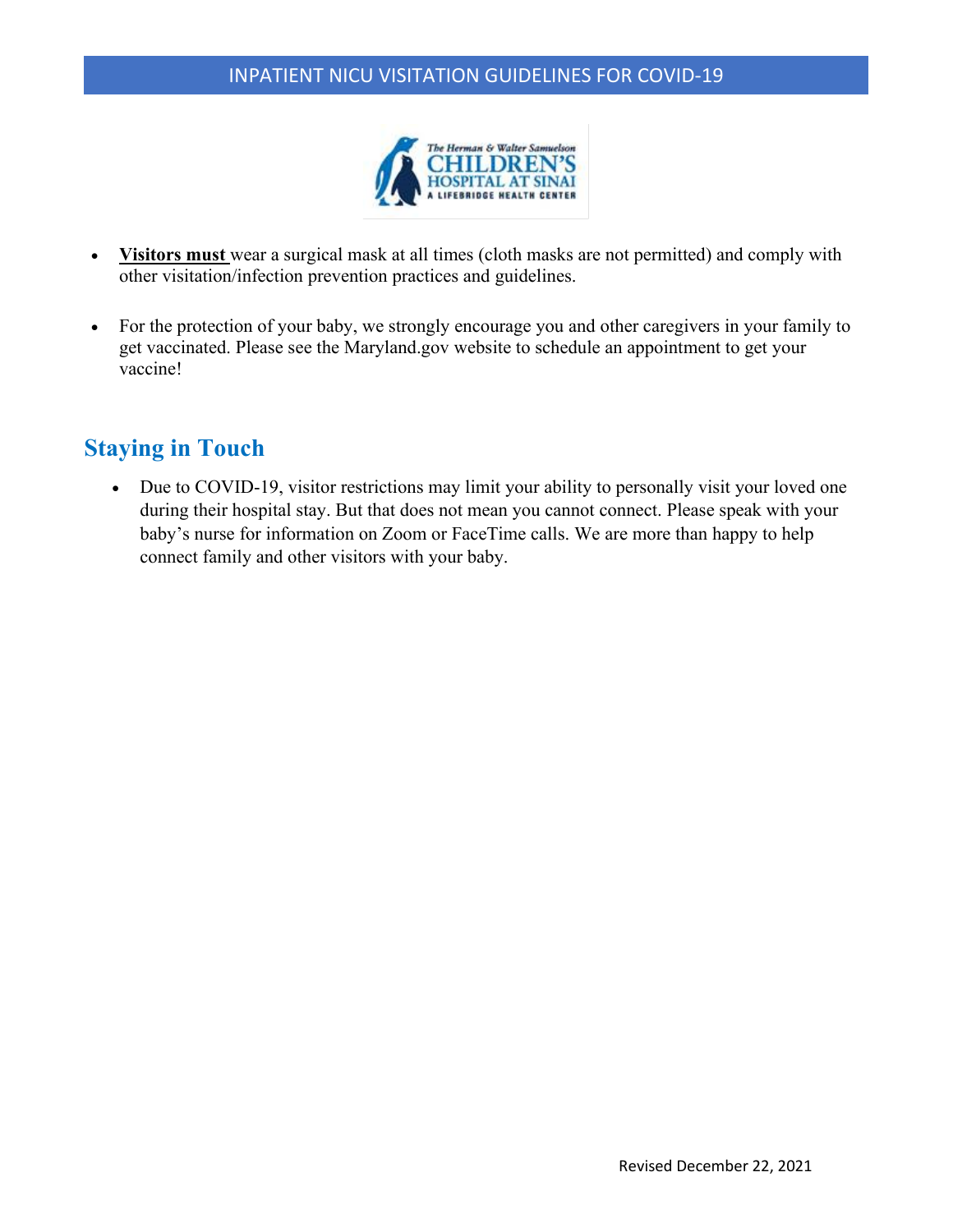- **Visitors must** wear a surgical mask at all times (cloth masks are not permitted) and comply with other visitation/infection prevention practices and guidelines.

- For the protection of your baby, we strongly encourage you and other caregivers in your family to get vaccinated. Please see the Maryland.gov website to schedule an appointment to get your vaccine!

## Staying in Touch

- Due to COVID-19, visitor restrictions may limit your ability to personally visit your loved one during their hospital stay. But that does not mean you cannot connect. Please speak with your baby's nurse for information on Zoom or FaceTime calls. We are more than happy to help connect family and other visitors with your baby.

Revised December 22, 2021